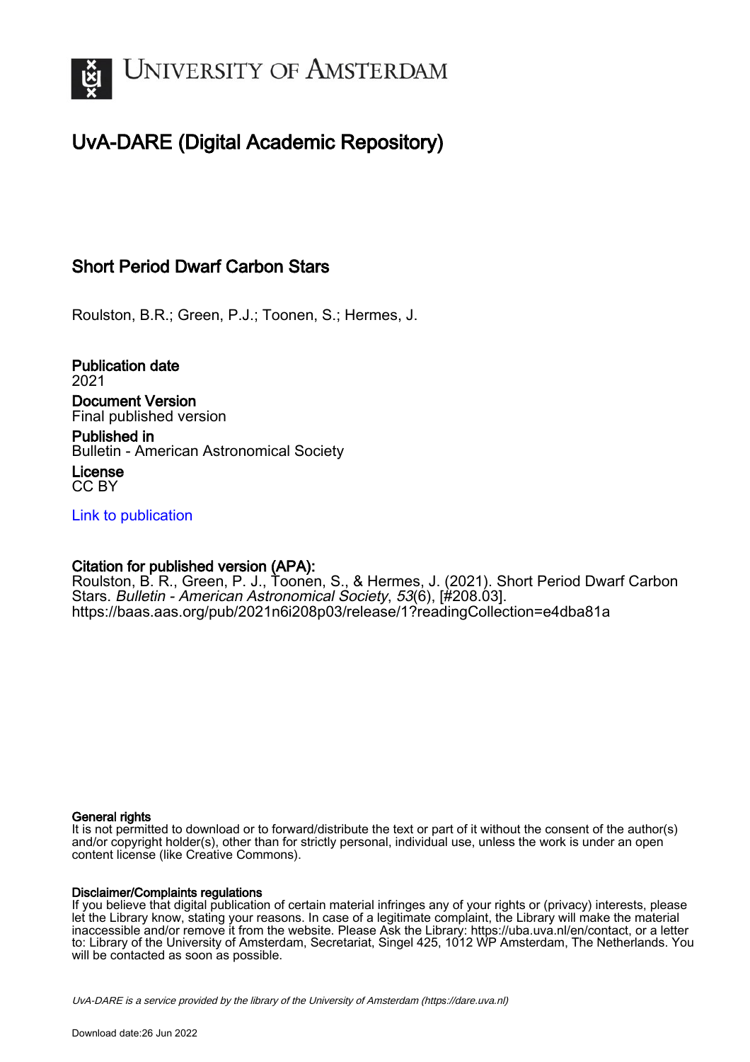# UvA-DARE (Digital Academic Repository)

## Short Period Dwarf Carbon Stars

Roulston, B.R.; Green, P.J.; Toonen, S.; Hermes, J.

**Publication date**
2021

**Document Version**
Final published version

**Published in**
Bulletin - American Astronomical Society

**License**
CC BY

Link to publication

**Citation for published version (APA):**
Roulston, B. R., Green, P. J., Toonen, S., & Hermes, J. (2021). Short Period Dwarf Carbon Stars. *Bulletin - American Astronomical Society*, *53*(6), [#208.03]. https://baas.aas.org/pub/2021n6i208p03/release/1?readingCollection=e4dba81a

**General rights**
It is not permitted to download or to forward/distribute the text or part of it without the consent of the author(s) and/or copyright holder(s), other than for strictly personal, individual use, unless the work is under an open content license (like Creative Commons).

**Disclaimer/Complaints regulations**
If you believe that digital publication of certain material infringes any of your rights or (privacy) interests, please let the Library know, stating your reasons. In case of a legitimate complaint, the Library will make the material inaccessible and/or remove it from the website. Please Ask the Library: https://uba.uva.nl/en/contact, or a letter to: Library of the University of Amsterdam, Secretariat, Singel 425, 1012 WP Amsterdam, The Netherlands. You will be contacted as soon as possible.

UvA-DARE is a service provided by the library of the University of Amsterdam (https://dare.uva.nl)

Download date:26 Jun 2022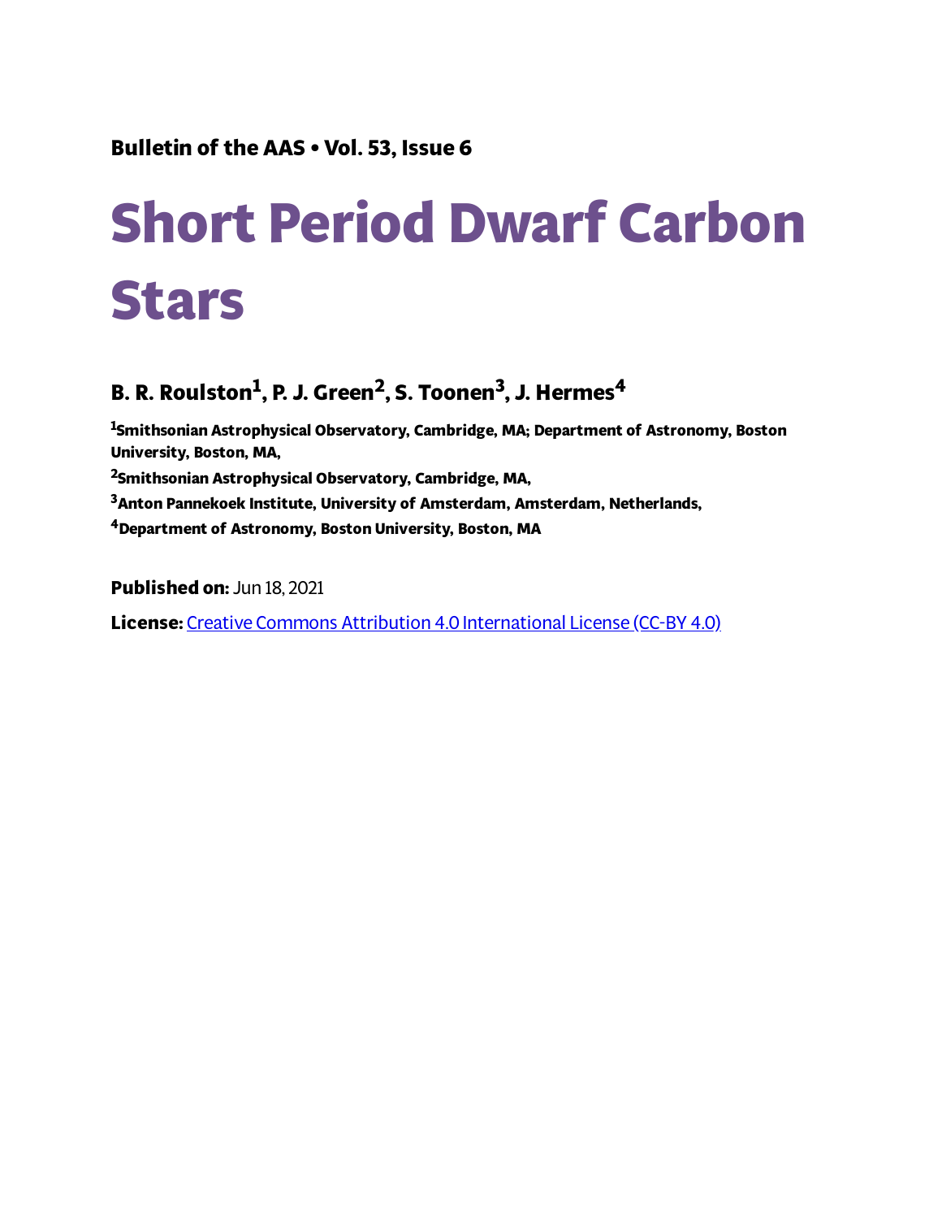# Short Period Dwarf Carbon Stars

**B. R. Roulston[1], P. J. Green[2], S. Toonen[3], J. Hermes[4]**

[1]Smithsonian Astrophysical Observatory, Cambridge, MA; Department of Astronomy, Boston University, Boston, MA,

[2]Smithsonian Astrophysical Observatory, Cambridge, MA,

[3]Anton Pannekoek Institute, University of Amsterdam, Amsterdam, Netherlands,

[4]Department of Astronomy, Boston University, Boston, MA

**Published on:** Jun 18, 2021

**License:** Creative Commons Attribution 4.0 International License (CC-BY 4.0)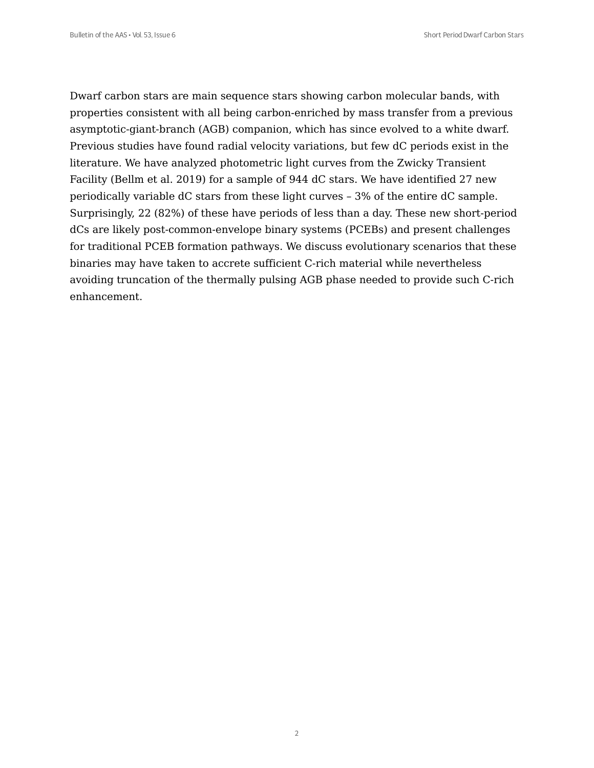Dwarf carbon stars are main sequence stars showing carbon molecular bands, with properties consistent with all being carbon-enriched by mass transfer from a previous asymptotic-giant-branch (AGB) companion, which has since evolved to a white dwarf. Previous studies have found radial velocity variations, but few dC periods exist in the literature. We have analyzed photometric light curves from the Zwicky Transient Facility (Bellm et al. 2019) for a sample of 944 dC stars. We have identified 27 new periodically variable dC stars from these light curves – 3% of the entire dC sample. Surprisingly, 22 (82%) of these have periods of less than a day. These new short-period dCs are likely post-common-envelope binary systems (PCEBs) and present challenges for traditional PCEB formation pathways. We discuss evolutionary scenarios that these binaries may have taken to accrete sufficient C-rich material while nevertheless avoiding truncation of the thermally pulsing AGB phase needed to provide such C-rich enhancement.